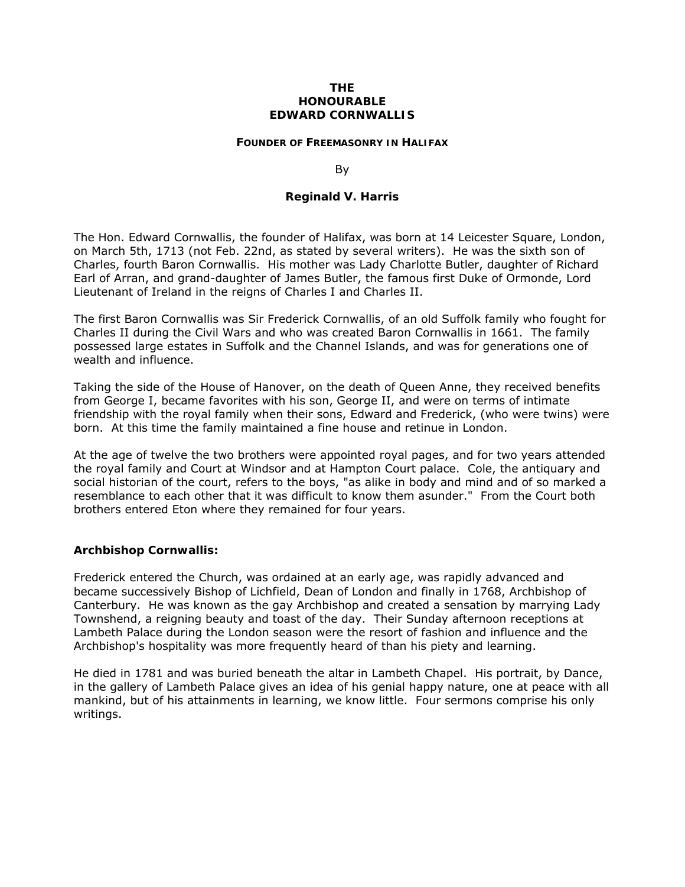# THE HONOURABLE EDWARD CORNWALLIS

## FOUNDER OF FREEMASONRY IN HALIFAX

By

**Reginald V. Harris**

The Hon. Edward Cornwallis, the founder of Halifax, was born at 14 Leicester Square, London, on March 5th, 1713 (not Feb. 22nd, as stated by several writers). He was the sixth son of Charles, fourth Baron Cornwallis. His mother was Lady Charlotte Butler, daughter of Richard Earl of Arran, and grand-daughter of James Butler, the famous first Duke of Ormonde, Lord Lieutenant of Ireland in the reigns of Charles I and Charles II.

The first Baron Cornwallis was Sir Frederick Cornwallis, of an old Suffolk family who fought for Charles II during the Civil Wars and who was created Baron Cornwallis in 1661. The family possessed large estates in Suffolk and the Channel Islands, and was for generations one of wealth and influence.

Taking the side of the House of Hanover, on the death of Queen Anne, they received benefits from George I, became favorites with his son, George II, and were on terms of intimate friendship with the royal family when their sons, Edward and Frederick, (who were twins) were born. At this time the family maintained a fine house and retinue in London.

At the age of twelve the two brothers were appointed royal pages, and for two years attended the royal family and Court at Windsor and at Hampton Court palace. Cole, the antiquary and social historian of the court, refers to the boys, "as alike in body and mind and of so marked a resemblance to each other that it was difficult to know them asunder." From the Court both brothers entered Eton where they remained for four years.

### Archbishop Cornwallis:

Frederick entered the Church, was ordained at an early age, was rapidly advanced and became successively Bishop of Lichfield, Dean of London and finally in 1768, Archbishop of Canterbury. He was known as the gay Archbishop and created a sensation by marrying Lady Townshend, a reigning beauty and toast of the day. Their Sunday afternoon receptions at Lambeth Palace during the London season were the resort of fashion and influence and the Archbishop's hospitality was more frequently heard of than his piety and learning.

He died in 1781 and was buried beneath the altar in Lambeth Chapel. His portrait, by Dance, in the gallery of Lambeth Palace gives an idea of his genial happy nature, one at peace with all mankind, but of his attainments in learning, we know little. Four sermons comprise his only writings.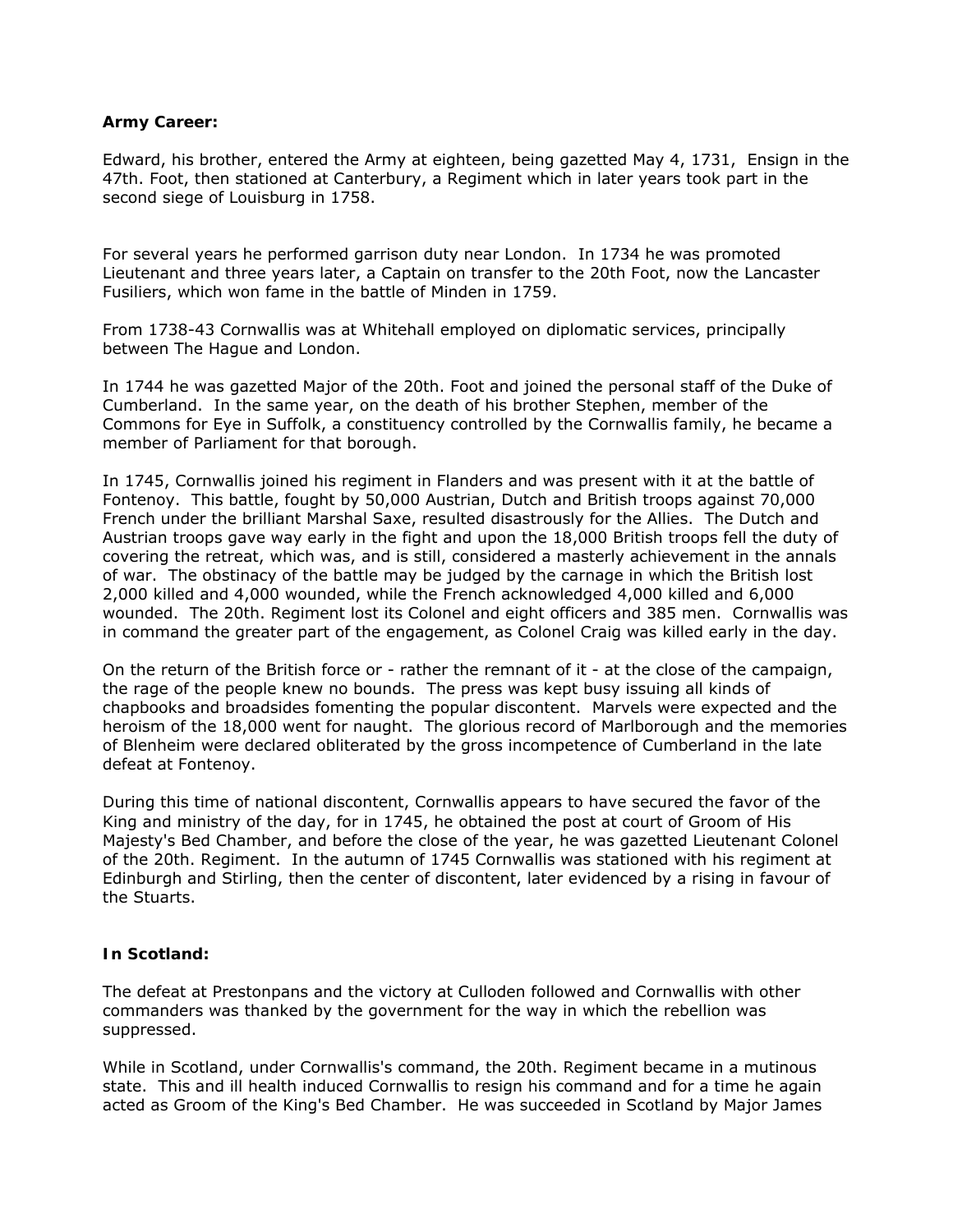**Army Career:**

Edward, his brother, entered the Army at eighteen, being gazetted May 4, 1731, Ensign in the 47th. Foot, then stationed at Canterbury, a Regiment which in later years took part in the second siege of Louisburg in 1758.

For several years he performed garrison duty near London. In 1734 he was promoted Lieutenant and three years later, a Captain on transfer to the 20th Foot, now the Lancaster Fusiliers, which won fame in the battle of Minden in 1759.

From 1738-43 Cornwallis was at Whitehall employed on diplomatic services, principally between The Hague and London.

In 1744 he was gazetted Major of the 20th. Foot and joined the personal staff of the Duke of Cumberland. In the same year, on the death of his brother Stephen, member of the Commons for Eye in Suffolk, a constituency controlled by the Cornwallis family, he became a member of Parliament for that borough.

In 1745, Cornwallis joined his regiment in Flanders and was present with it at the battle of Fontenoy. This battle, fought by 50,000 Austrian, Dutch and British troops against 70,000 French under the brilliant Marshal Saxe, resulted disastrously for the Allies. The Dutch and Austrian troops gave way early in the fight and upon the 18,000 British troops fell the duty of covering the retreat, which was, and is still, considered a masterly achievement in the annals of war. The obstinacy of the battle may be judged by the carnage in which the British lost 2,000 killed and 4,000 wounded, while the French acknowledged 4,000 killed and 6,000 wounded. The 20th. Regiment lost its Colonel and eight officers and 385 men. Cornwallis was in command the greater part of the engagement, as Colonel Craig was killed early in the day.

On the return of the British force or - rather the remnant of it - at the close of the campaign, the rage of the people knew no bounds. The press was kept busy issuing all kinds of chapbooks and broadsides fomenting the popular discontent. Marvels were expected and the heroism of the 18,000 went for naught. The glorious record of Marlborough and the memories of Blenheim were declared obliterated by the gross incompetence of Cumberland in the late defeat at Fontenoy.

During this time of national discontent, Cornwallis appears to have secured the favor of the King and ministry of the day, for in 1745, he obtained the post at court of Groom of His Majesty's Bed Chamber, and before the close of the year, he was gazetted Lieutenant Colonel of the 20th. Regiment. In the autumn of 1745 Cornwallis was stationed with his regiment at Edinburgh and Stirling, then the center of discontent, later evidenced by a rising in favour of the Stuarts.

**In Scotland:**

The defeat at Prestonpans and the victory at Culloden followed and Cornwallis with other commanders was thanked by the government for the way in which the rebellion was suppressed.

While in Scotland, under Cornwallis's command, the 20th. Regiment became in a mutinous state. This and ill health induced Cornwallis to resign his command and for a time he again acted as Groom of the King's Bed Chamber. He was succeeded in Scotland by Major James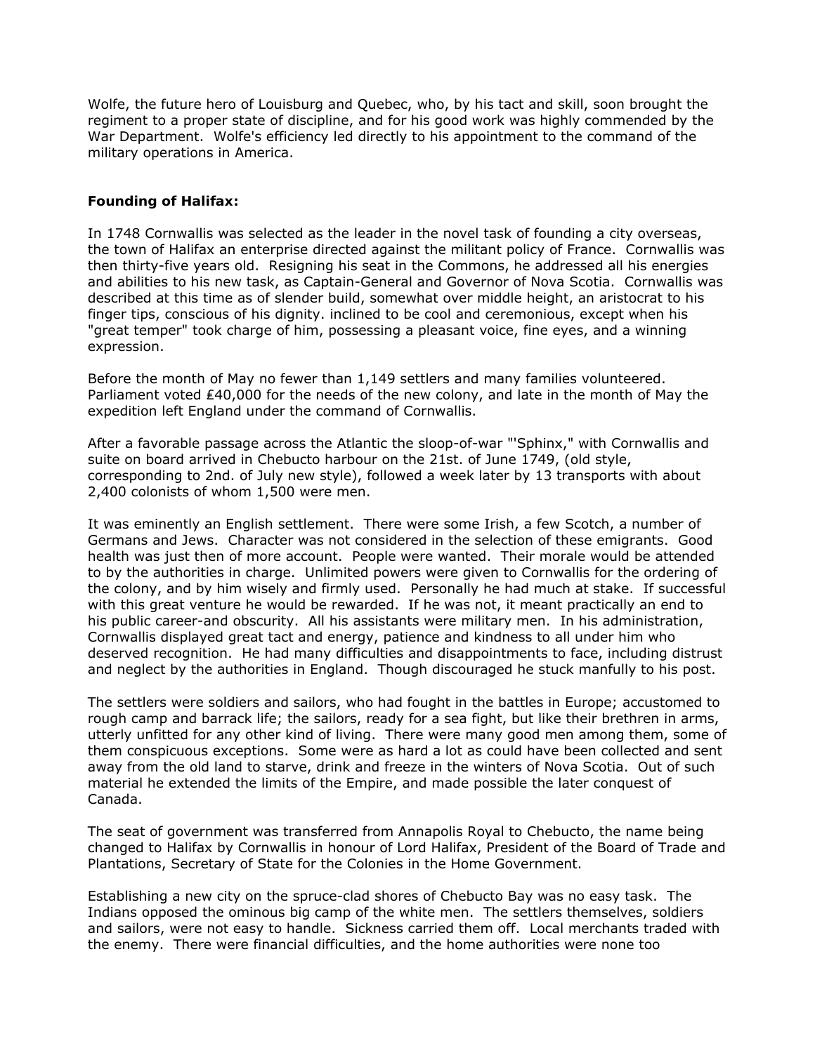Wolfe, the future hero of Louisburg and Quebec, who, by his tact and skill, soon brought the regiment to a proper state of discipline, and for his good work was highly commended by the War Department. Wolfe's efficiency led directly to his appointment to the command of the military operations in America.

**Founding of Halifax:**

In 1748 Cornwallis was selected as the leader in the novel task of founding a city overseas, the town of Halifax an enterprise directed against the militant policy of France. Cornwallis was then thirty-five years old. Resigning his seat in the Commons, he addressed all his energies and abilities to his new task, as Captain-General and Governor of Nova Scotia. Cornwallis was described at this time as of slender build, somewhat over middle height, an aristocrat to his finger tips, conscious of his dignity. inclined to be cool and ceremonious, except when his "great temper" took charge of him, possessing a pleasant voice, fine eyes, and a winning expression.

Before the month of May no fewer than 1,149 settlers and many families volunteered. Parliament voted £40,000 for the needs of the new colony, and late in the month of May the expedition left England under the command of Cornwallis.

After a favorable passage across the Atlantic the sloop-of-war "'Sphinx," with Cornwallis and suite on board arrived in Chebucto harbour on the 21st. of June 1749, (old style, corresponding to 2nd. of July new style), followed a week later by 13 transports with about 2,400 colonists of whom 1,500 were men.

It was eminently an English settlement. There were some Irish, a few Scotch, a number of Germans and Jews. Character was not considered in the selection of these emigrants. Good health was just then of more account. People were wanted. Their morale would be attended to by the authorities in charge. Unlimited powers were given to Cornwallis for the ordering of the colony, and by him wisely and firmly used. Personally he had much at stake. If successful with this great venture he would be rewarded. If he was not, it meant practically an end to his public career-and obscurity. All his assistants were military men. In his administration, Cornwallis displayed great tact and energy, patience and kindness to all under him who deserved recognition. He had many difficulties and disappointments to face, including distrust and neglect by the authorities in England. Though discouraged he stuck manfully to his post.

The settlers were soldiers and sailors, who had fought in the battles in Europe; accustomed to rough camp and barrack life; the sailors, ready for a sea fight, but like their brethren in arms, utterly unfitted for any other kind of living. There were many good men among them, some of them conspicuous exceptions. Some were as hard a lot as could have been collected and sent away from the old land to starve, drink and freeze in the winters of Nova Scotia. Out of such material he extended the limits of the Empire, and made possible the later conquest of Canada.

The seat of government was transferred from Annapolis Royal to Chebucto, the name being changed to Halifax by Cornwallis in honour of Lord Halifax, President of the Board of Trade and Plantations, Secretary of State for the Colonies in the Home Government.

Establishing a new city on the spruce-clad shores of Chebucto Bay was no easy task. The Indians opposed the ominous big camp of the white men. The settlers themselves, soldiers and sailors, were not easy to handle. Sickness carried them off. Local merchants traded with the enemy. There were financial difficulties, and the home authorities were none too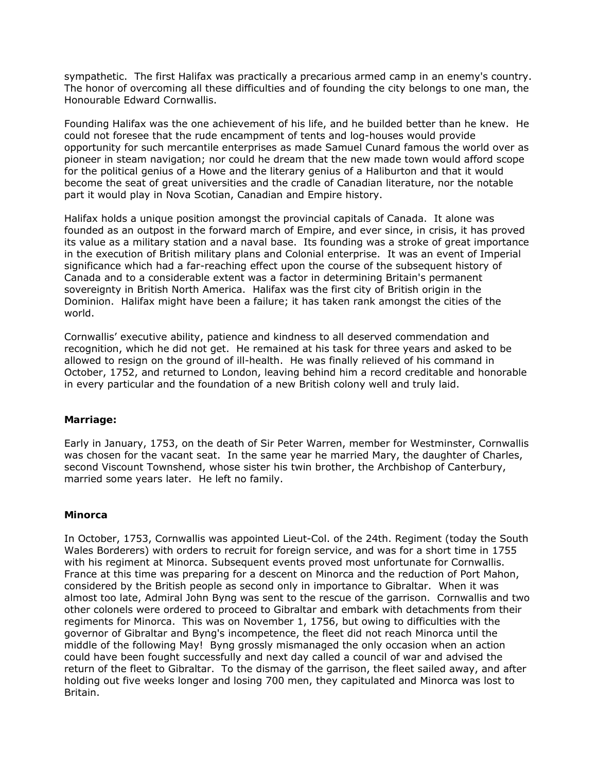sympathetic. The first Halifax was practically a precarious armed camp in an enemy's country. The honor of overcoming all these difficulties and of founding the city belongs to one man, the Honourable Edward Cornwallis.

Founding Halifax was the one achievement of his life, and he builded better than he knew. He could not foresee that the rude encampment of tents and log-houses would provide opportunity for such mercantile enterprises as made Samuel Cunard famous the world over as pioneer in steam navigation; nor could he dream that the new made town would afford scope for the political genius of a Howe and the literary genius of a Haliburton and that it would become the seat of great universities and the cradle of Canadian literature, nor the notable part it would play in Nova Scotian, Canadian and Empire history.

Halifax holds a unique position amongst the provincial capitals of Canada. It alone was founded as an outpost in the forward march of Empire, and ever since, in crisis, it has proved its value as a military station and a naval base. Its founding was a stroke of great importance in the execution of British military plans and Colonial enterprise. It was an event of Imperial significance which had a far-reaching effect upon the course of the subsequent history of Canada and to a considerable extent was a factor in determining Britain's permanent sovereignty in British North America. Halifax was the first city of British origin in the Dominion. Halifax might have been a failure; it has taken rank amongst the cities of the world.

Cornwallis' executive ability, patience and kindness to all deserved commendation and recognition, which he did not get. He remained at his task for three years and asked to be allowed to resign on the ground of ill-health. He was finally relieved of his command in October, 1752, and returned to London, leaving behind him a record creditable and honorable in every particular and the foundation of a new British colony well and truly laid.

**Marriage:**

Early in January, 1753, on the death of Sir Peter Warren, member for Westminster, Cornwallis was chosen for the vacant seat. In the same year he married Mary, the daughter of Charles, second Viscount Townshend, whose sister his twin brother, the Archbishop of Canterbury, married some years later. He left no family.

**Minorca**

In October, 1753, Cornwallis was appointed Lieut-Col. of the 24th. Regiment (today the South Wales Borderers) with orders to recruit for foreign service, and was for a short time in 1755 with his regiment at Minorca. Subsequent events proved most unfortunate for Cornwallis. France at this time was preparing for a descent on Minorca and the reduction of Port Mahon, considered by the British people as second only in importance to Gibraltar. When it was almost too late, Admiral John Byng was sent to the rescue of the garrison. Cornwallis and two other colonels were ordered to proceed to Gibraltar and embark with detachments from their regiments for Minorca. This was on November 1, 1756, but owing to difficulties with the governor of Gibraltar and Byng's incompetence, the fleet did not reach Minorca until the middle of the following May! Byng grossly mismanaged the only occasion when an action could have been fought successfully and next day called a council of war and advised the return of the fleet to Gibraltar. To the dismay of the garrison, the fleet sailed away, and after holding out five weeks longer and losing 700 men, they capitulated and Minorca was lost to Britain.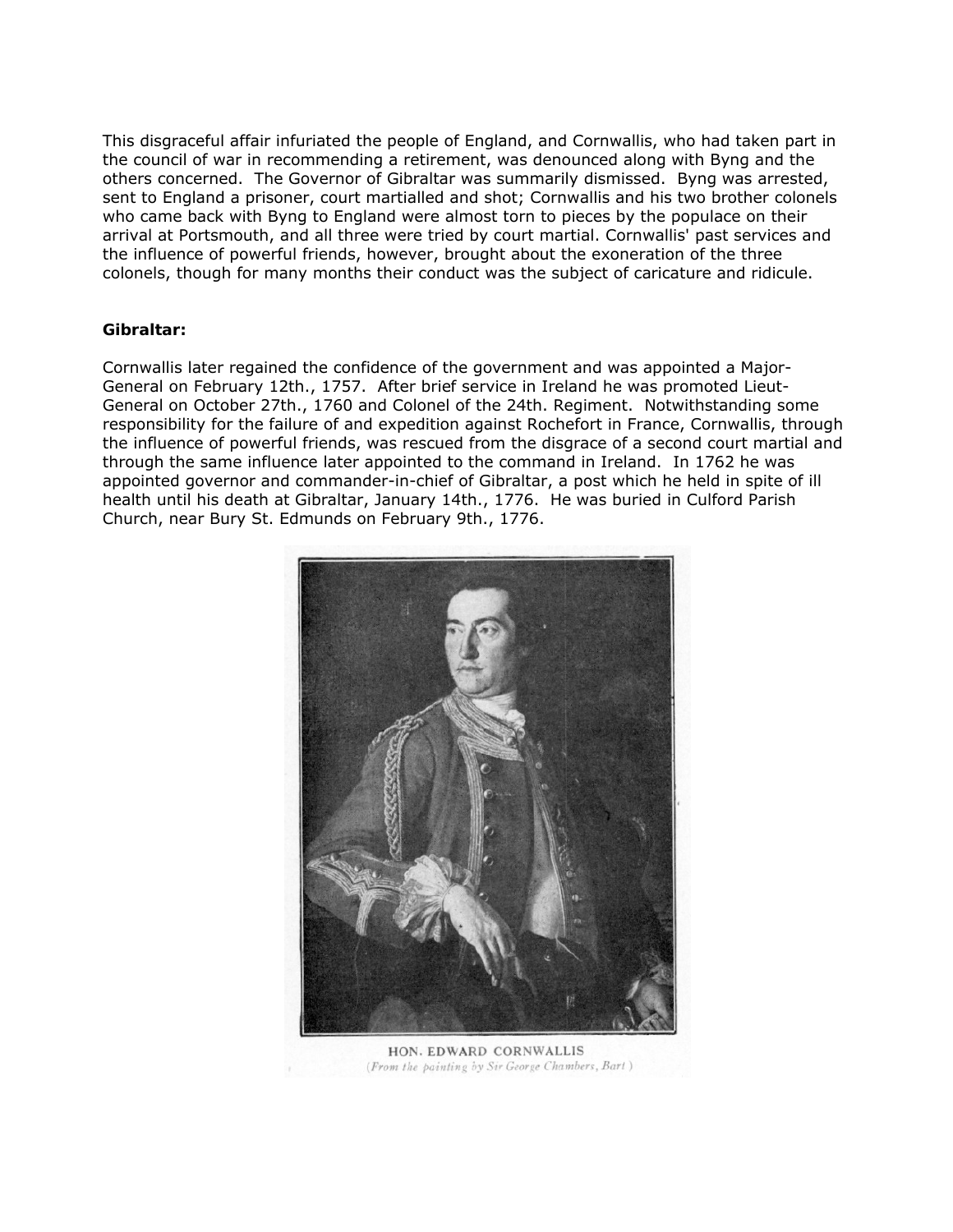This disgraceful affair infuriated the people of England, and Cornwallis, who had taken part in the council of war in recommending a retirement, was denounced along with Byng and the others concerned. The Governor of Gibraltar was summarily dismissed. Byng was arrested, sent to England a prisoner, court martialled and shot; Cornwallis and his two brother colonels who came back with Byng to England were almost torn to pieces by the populace on their arrival at Portsmouth, and all three were tried by court martial. Cornwallis' past services and the influence of powerful friends, however, brought about the exoneration of the three colonels, though for many months their conduct was the subject of caricature and ridicule.

**Gibraltar:**

Cornwallis later regained the confidence of the government and was appointed a Major-General on February 12th., 1757. After brief service in Ireland he was promoted Lieut-General on October 27th., 1760 and Colonel of the 24th. Regiment. Notwithstanding some responsibility for the failure of and expedition against Rochefort in France, Cornwallis, through the influence of powerful friends, was rescued from the disgrace of a second court martial and through the same influence later appointed to the command in Ireland. In 1762 he was appointed governor and commander-in-chief of Gibraltar, a post which he held in spite of ill health until his death at Gibraltar, January 14th., 1776. He was buried in Culford Parish Church, near Bury St. Edmunds on February 9th., 1776.

HON. EDWARD CORNWALLIS
*(From the painting by Sir George Chambers, Bart)*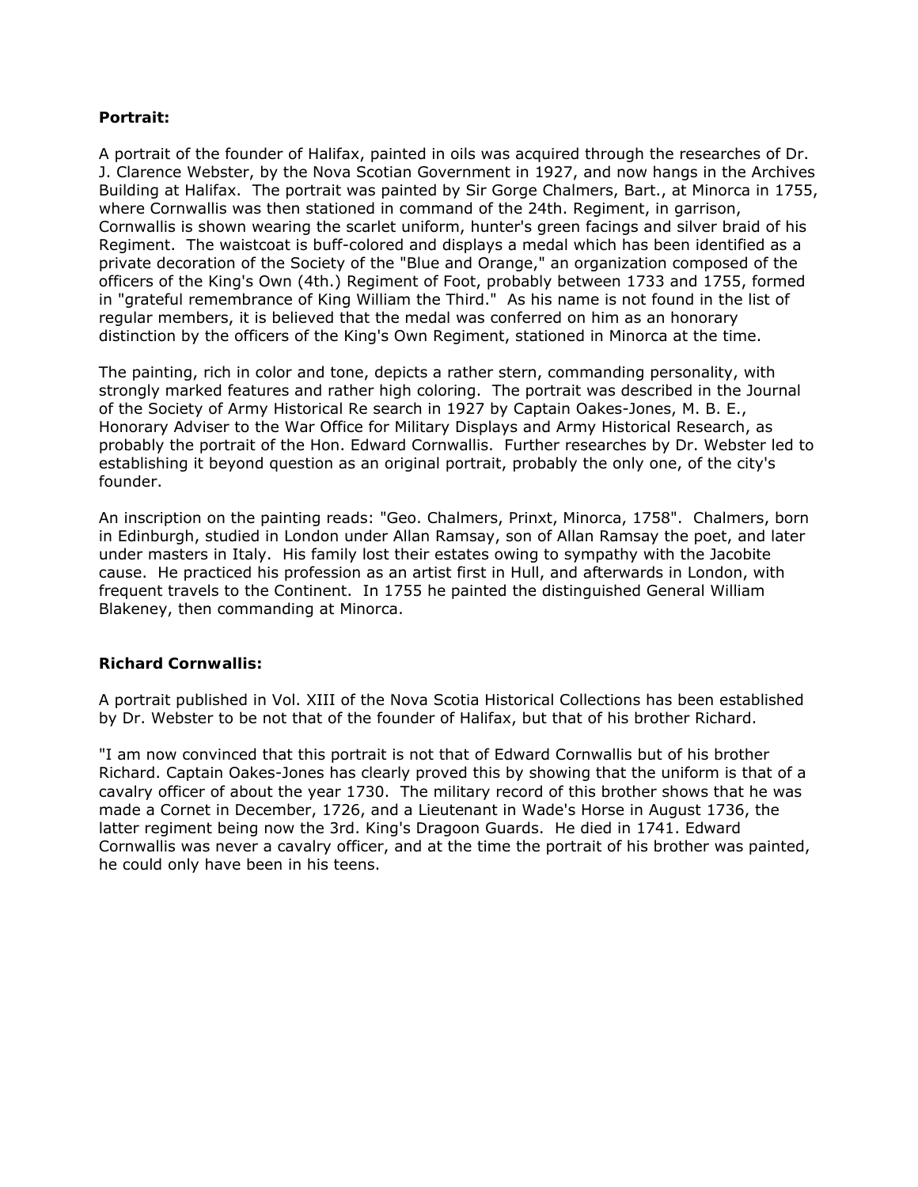**Portrait:**

A portrait of the founder of Halifax, painted in oils was acquired through the researches of Dr. J. Clarence Webster, by the Nova Scotian Government in 1927, and now hangs in the Archives Building at Halifax. The portrait was painted by Sir Gorge Chalmers, Bart., at Minorca in 1755, where Cornwallis was then stationed in command of the 24th. Regiment, in garrison, Cornwallis is shown wearing the scarlet uniform, hunter's green facings and silver braid of his Regiment. The waistcoat is buff-colored and displays a medal which has been identified as a private decoration of the Society of the "Blue and Orange," an organization composed of the officers of the King's Own (4th.) Regiment of Foot, probably between 1733 and 1755, formed in "grateful remembrance of King William the Third." As his name is not found in the list of regular members, it is believed that the medal was conferred on him as an honorary distinction by the officers of the King's Own Regiment, stationed in Minorca at the time.

The painting, rich in color and tone, depicts a rather stern, commanding personality, with strongly marked features and rather high coloring. The portrait was described in the Journal of the Society of Army Historical Re search in 1927 by Captain Oakes-Jones, M. B. E., Honorary Adviser to the War Office for Military Displays and Army Historical Research, as probably the portrait of the Hon. Edward Cornwallis. Further researches by Dr. Webster led to establishing it beyond question as an original portrait, probably the only one, of the city's founder.

An inscription on the painting reads: "Geo. Chalmers, Prinxt, Minorca, 1758". Chalmers, born in Edinburgh, studied in London under Allan Ramsay, son of Allan Ramsay the poet, and later under masters in Italy. His family lost their estates owing to sympathy with the Jacobite cause. He practiced his profession as an artist first in Hull, and afterwards in London, with frequent travels to the Continent. In 1755 he painted the distinguished General William Blakeney, then commanding at Minorca.

**Richard Cornwallis:**

A portrait published in Vol. XIII of the Nova Scotia Historical Collections has been established by Dr. Webster to be not that of the founder of Halifax, but that of his brother Richard.

"I am now convinced that this portrait is not that of Edward Cornwallis but of his brother Richard. Captain Oakes-Jones has clearly proved this by showing that the uniform is that of a cavalry officer of about the year 1730. The military record of this brother shows that he was made a Cornet in December, 1726, and a Lieutenant in Wade's Horse in August 1736, the latter regiment being now the 3rd. King's Dragoon Guards. He died in 1741. Edward Cornwallis was never a cavalry officer, and at the time the portrait of his brother was painted, he could only have been in his teens.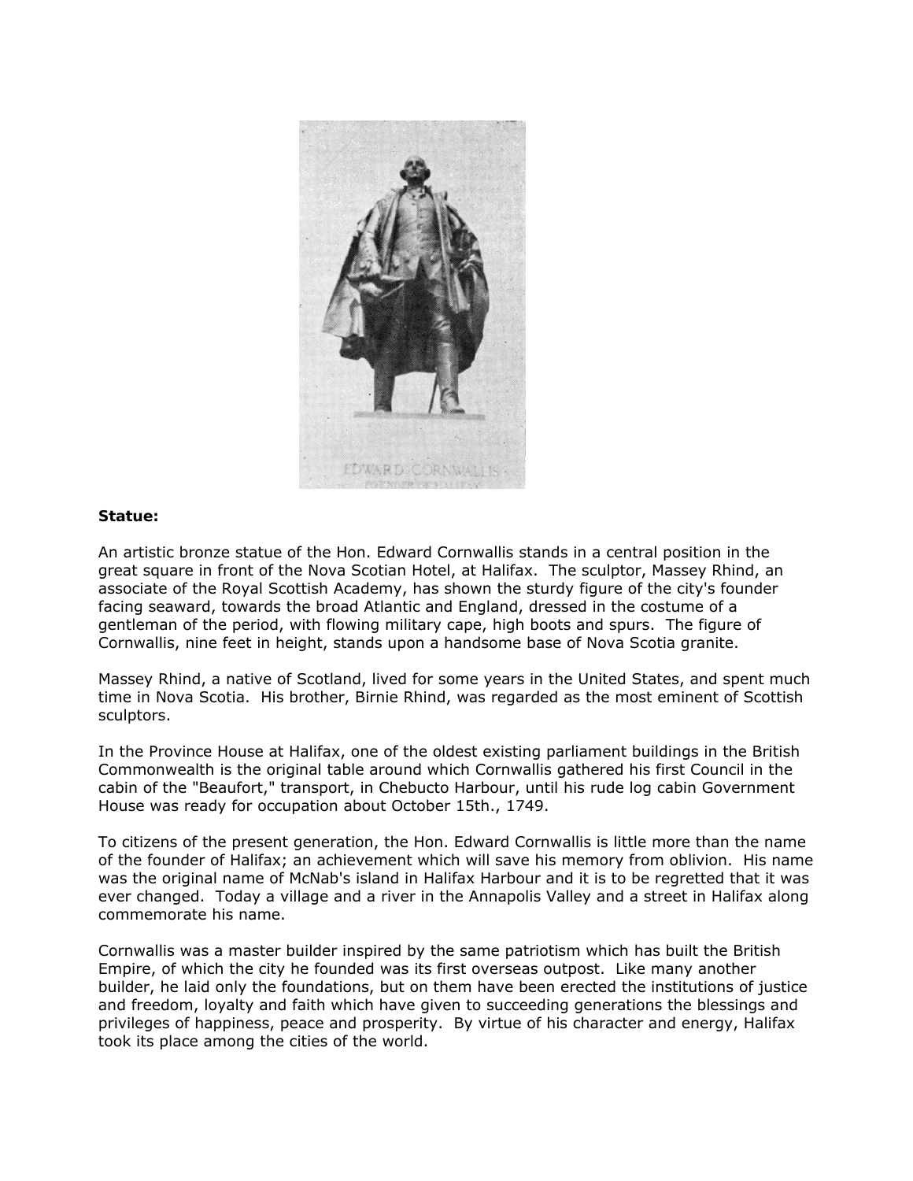**Statue:**

An artistic bronze statue of the Hon. Edward Cornwallis stands in a central position in the great square in front of the Nova Scotian Hotel, at Halifax. The sculptor, Massey Rhind, an associate of the Royal Scottish Academy, has shown the sturdy figure of the city's founder facing seaward, towards the broad Atlantic and England, dressed in the costume of a gentleman of the period, with flowing military cape, high boots and spurs. The figure of Cornwallis, nine feet in height, stands upon a handsome base of Nova Scotia granite.

Massey Rhind, a native of Scotland, lived for some years in the United States, and spent much time in Nova Scotia. His brother, Birnie Rhind, was regarded as the most eminent of Scottish sculptors.

In the Province House at Halifax, one of the oldest existing parliament buildings in the British Commonwealth is the original table around which Cornwallis gathered his first Council in the cabin of the "Beaufort," transport, in Chebucto Harbour, until his rude log cabin Government House was ready for occupation about October 15th., 1749.

To citizens of the present generation, the Hon. Edward Cornwallis is little more than the name of the founder of Halifax; an achievement which will save his memory from oblivion. His name was the original name of McNab's island in Halifax Harbour and it is to be regretted that it was ever changed. Today a village and a river in the Annapolis Valley and a street in Halifax along commemorate his name.

Cornwallis was a master builder inspired by the same patriotism which has built the British Empire, of which the city he founded was its first overseas outpost. Like many another builder, he laid only the foundations, but on them have been erected the institutions of justice and freedom, loyalty and faith which have given to succeeding generations the blessings and privileges of happiness, peace and prosperity. By virtue of his character and energy, Halifax took its place among the cities of the world.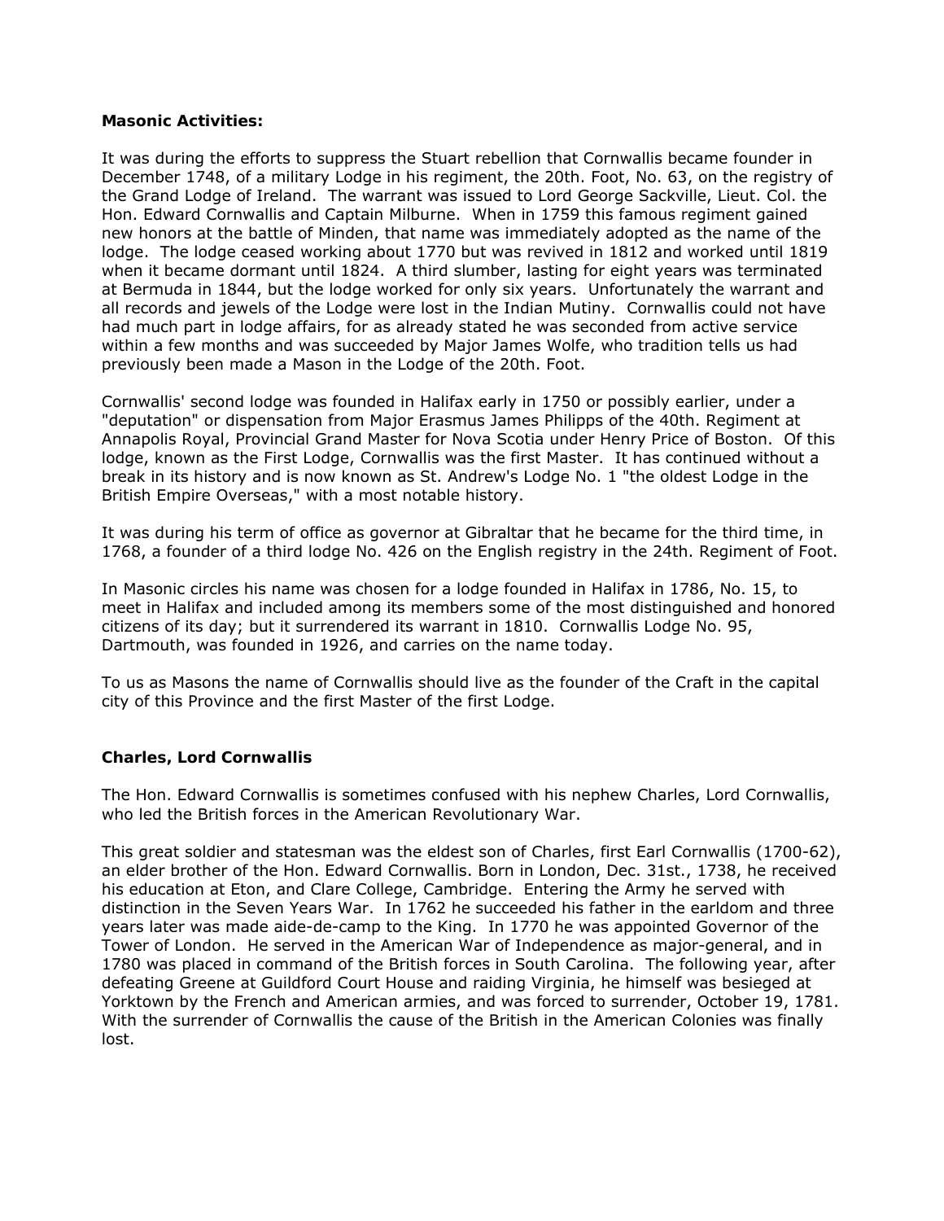**Masonic Activities:**

It was during the efforts to suppress the Stuart rebellion that Cornwallis became founder in December 1748, of a military Lodge in his regiment, the 20th. Foot, No. 63, on the registry of the Grand Lodge of Ireland. The warrant was issued to Lord George Sackville, Lieut. Col. the Hon. Edward Cornwallis and Captain Milburne. When in 1759 this famous regiment gained new honors at the battle of Minden, that name was immediately adopted as the name of the lodge. The lodge ceased working about 1770 but was revived in 1812 and worked until 1819 when it became dormant until 1824. A third slumber, lasting for eight years was terminated at Bermuda in 1844, but the lodge worked for only six years. Unfortunately the warrant and all records and jewels of the Lodge were lost in the Indian Mutiny. Cornwallis could not have had much part in lodge affairs, for as already stated he was seconded from active service within a few months and was succeeded by Major James Wolfe, who tradition tells us had previously been made a Mason in the Lodge of the 20th. Foot.

Cornwallis' second lodge was founded in Halifax early in 1750 or possibly earlier, under a "deputation" or dispensation from Major Erasmus James Philipps of the 40th. Regiment at Annapolis Royal, Provincial Grand Master for Nova Scotia under Henry Price of Boston. Of this lodge, known as the First Lodge, Cornwallis was the first Master. It has continued without a break in its history and is now known as St. Andrew's Lodge No. 1 "the oldest Lodge in the British Empire Overseas," with a most notable history.

It was during his term of office as governor at Gibraltar that he became for the third time, in 1768, a founder of a third lodge No. 426 on the English registry in the 24th. Regiment of Foot.

In Masonic circles his name was chosen for a lodge founded in Halifax in 1786, No. 15, to meet in Halifax and included among its members some of the most distinguished and honored citizens of its day; but it surrendered its warrant in 1810. Cornwallis Lodge No. 95, Dartmouth, was founded in 1926, and carries on the name today.

To us as Masons the name of Cornwallis should live as the founder of the Craft in the capital city of this Province and the first Master of the first Lodge.

**Charles, Lord Cornwallis**

The Hon. Edward Cornwallis is sometimes confused with his nephew Charles, Lord Cornwallis, who led the British forces in the American Revolutionary War.

This great soldier and statesman was the eldest son of Charles, first Earl Cornwallis (1700-62), an elder brother of the Hon. Edward Cornwallis. Born in London, Dec. 31st., 1738, he received his education at Eton, and Clare College, Cambridge. Entering the Army he served with distinction in the Seven Years War. In 1762 he succeeded his father in the earldom and three years later was made aide-de-camp to the King. In 1770 he was appointed Governor of the Tower of London. He served in the American War of Independence as major-general, and in 1780 was placed in command of the British forces in South Carolina. The following year, after defeating Greene at Guildford Court House and raiding Virginia, he himself was besieged at Yorktown by the French and American armies, and was forced to surrender, October 19, 1781. With the surrender of Cornwallis the cause of the British in the American Colonies was finally lost.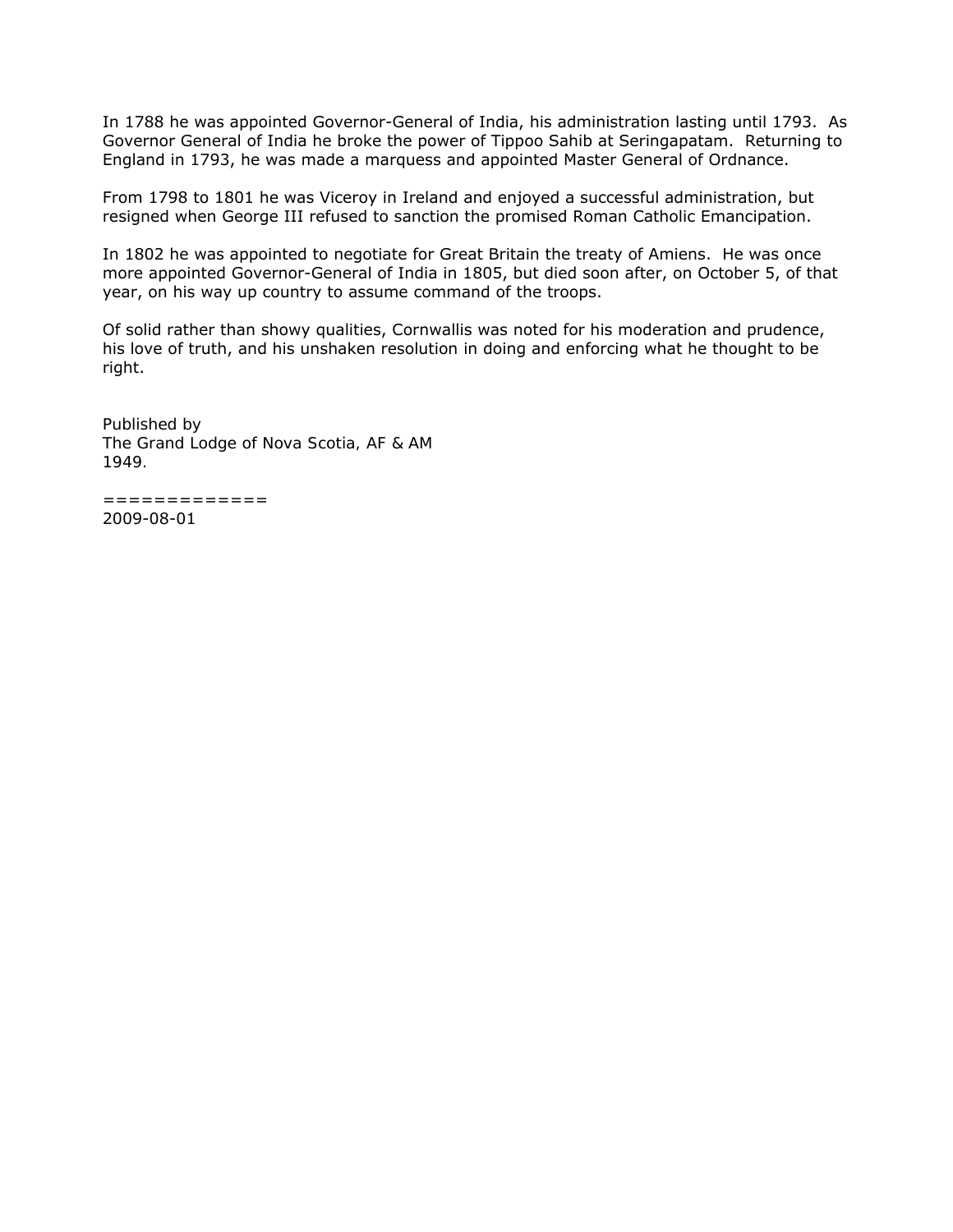In 1788 he was appointed Governor-General of India, his administration lasting until 1793. As Governor General of India he broke the power of Tippoo Sahib at Seringapatam. Returning to England in 1793, he was made a marquess and appointed Master General of Ordnance.

From 1798 to 1801 he was Viceroy in Ireland and enjoyed a successful administration, but resigned when George III refused to sanction the promised Roman Catholic Emancipation.

In 1802 he was appointed to negotiate for Great Britain the treaty of Amiens. He was once more appointed Governor-General of India in 1805, but died soon after, on October 5, of that year, on his way up country to assume command of the troops.

Of solid rather than showy qualities, Cornwallis was noted for his moderation and prudence, his love of truth, and his unshaken resolution in doing and enforcing what he thought to be right.

Published by
The Grand Lodge of Nova Scotia, AF & AM
1949.

=============
2009-08-01